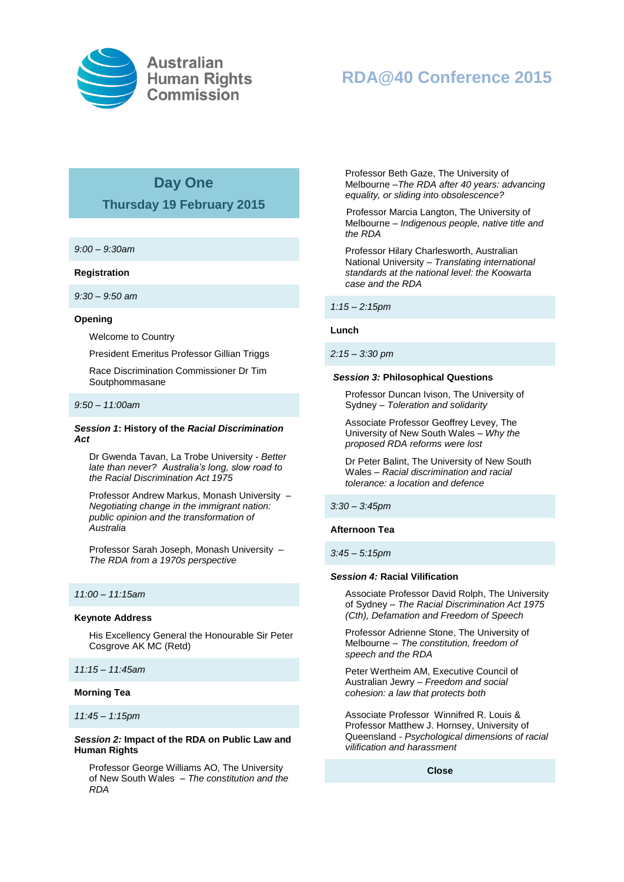Australian Human Rights Commission

# RDA@40 Conference 2015

## Day One

### Thursday 19 February 2015

*9:00 – 9:30am*

**Registration**

*9:30 – 9:50 am*

**Opening**

Welcome to Country

President Emeritus Professor Gillian Triggs

Race Discrimination Commissioner Dr Tim Soutphommasane

*9:50 – 11:00am*

***Session 1*: History of the *Racial Discrimination Act***

Dr Gwenda Tavan, La Trobe University - *Better late than never? Australia's long, slow road to the Racial Discrimination Act 1975*

Professor Andrew Markus, Monash University – *Negotiating change in the immigrant nation: public opinion and the transformation of Australia*

Professor Sarah Joseph, Monash University – *The RDA from a 1970s perspective*

*11:00 – 11:15am*

**Keynote Address**

His Excellency General the Honourable Sir Peter Cosgrove AK MC (Retd)

*11:15 – 11:45am*

**Morning Tea**

*11:45 – 1:15pm*

***Session 2:* Impact of the RDA on Public Law and Human Rights**

Professor George Williams AO, The University of New South Wales – *The constitution and the RDA*

Professor Beth Gaze, The University of Melbourne –*The RDA after 40 years: advancing equality, or sliding into obsolescence?*

Professor Marcia Langton, The University of Melbourne – *Indigenous people, native title and the RDA*

Professor Hilary Charlesworth, Australian National University – *Translating international standards at the national level: the Koowarta case and the RDA*

*1:15 – 2:15pm*

**Lunch**

*2:15 – 3:30 pm*

***Session 3:* Philosophical Questions**

Professor Duncan Ivison, The University of Sydney – *Toleration and solidarity*

Associate Professor Geoffrey Levey, The University of New South Wales – *Why the proposed RDA reforms were lost*

Dr Peter Balint, The University of New South Wales – *Racial discrimination and racial tolerance: a location and defence*

*3:30 – 3:45pm*

**Afternoon Tea**

*3:45 – 5:15pm*

***Session 4:* Racial Vilification**

Associate Professor David Rolph, The University of Sydney – *The Racial Discrimination Act 1975 (Cth), Defamation and Freedom of Speech*

Professor Adrienne Stone, The University of Melbourne – *The constitution, freedom of speech and the RDA*

Peter Wertheim AM, Executive Council of Australian Jewry – *Freedom and social cohesion: a law that protects both*

Associate Professor Winnifred R. Louis & Professor Matthew J. Hornsey, University of Queensland - *Psychological dimensions of racial vilification and harassment*

**Close**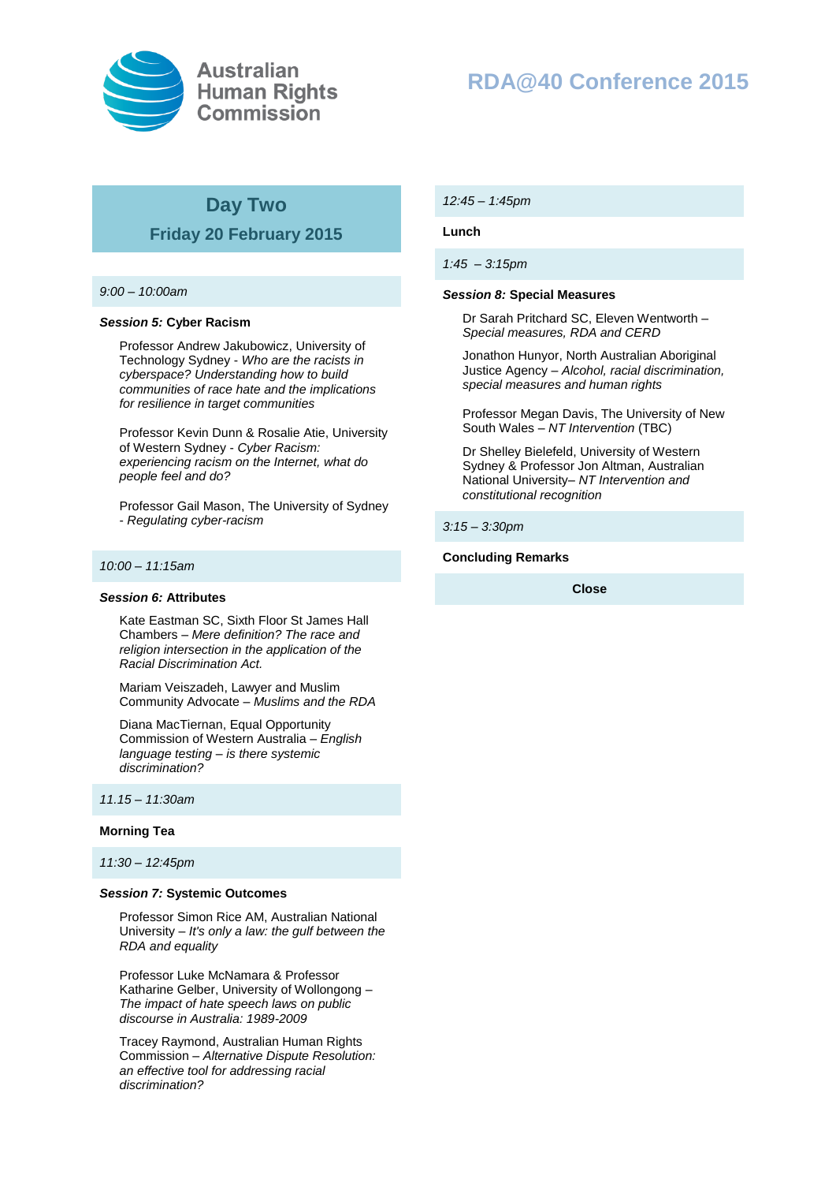Australian Human Rights Commission

# RDA@40 Conference 2015

## Day Two

### Friday 20 February 2015

*9:00 – 10:00am*

***Session 5:* Cyber Racism**

Professor Andrew Jakubowicz, University of Technology Sydney - *Who are the racists in cyberspace? Understanding how to build communities of race hate and the implications for resilience in target communities*

Professor Kevin Dunn & Rosalie Atie, University of Western Sydney - *Cyber Racism: experiencing racism on the Internet, what do people feel and do?*

Professor Gail Mason, The University of Sydney - *Regulating cyber-racism*

*10:00 – 11:15am*

***Session 6:* Attributes**

Kate Eastman SC, Sixth Floor St James Hall Chambers – *Mere definition? The race and religion intersection in the application of the Racial Discrimination Act.*

Mariam Veiszadeh, Lawyer and Muslim Community Advocate – *Muslims and the RDA*

Diana MacTiernan, Equal Opportunity Commission of Western Australia – *English language testing – is there systemic discrimination?*

*11.15 – 11:30am*

**Morning Tea**

*11:30 – 12:45pm*

***Session 7:* Systemic Outcomes**

Professor Simon Rice AM, Australian National University – *It's only a law: the gulf between the RDA and equality*

Professor Luke McNamara & Professor Katharine Gelber, University of Wollongong – *The impact of hate speech laws on public discourse in Australia: 1989-2009*

Tracey Raymond, Australian Human Rights Commission – *Alternative Dispute Resolution: an effective tool for addressing racial discrimination?*

*12:45 – 1:45pm*

**Lunch**

*1:45 – 3:15pm*

***Session 8:* Special Measures**

Dr Sarah Pritchard SC, Eleven Wentworth – *Special measures, RDA and CERD*

Jonathon Hunyor, North Australian Aboriginal Justice Agency – *Alcohol, racial discrimination, special measures and human rights*

Professor Megan Davis, The University of New South Wales – *NT Intervention* (TBC)

Dr Shelley Bielefeld, University of Western Sydney & Professor Jon Altman, Australian National University– *NT Intervention and constitutional recognition*

*3:15 – 3:30pm*

**Concluding Remarks**

**Close**